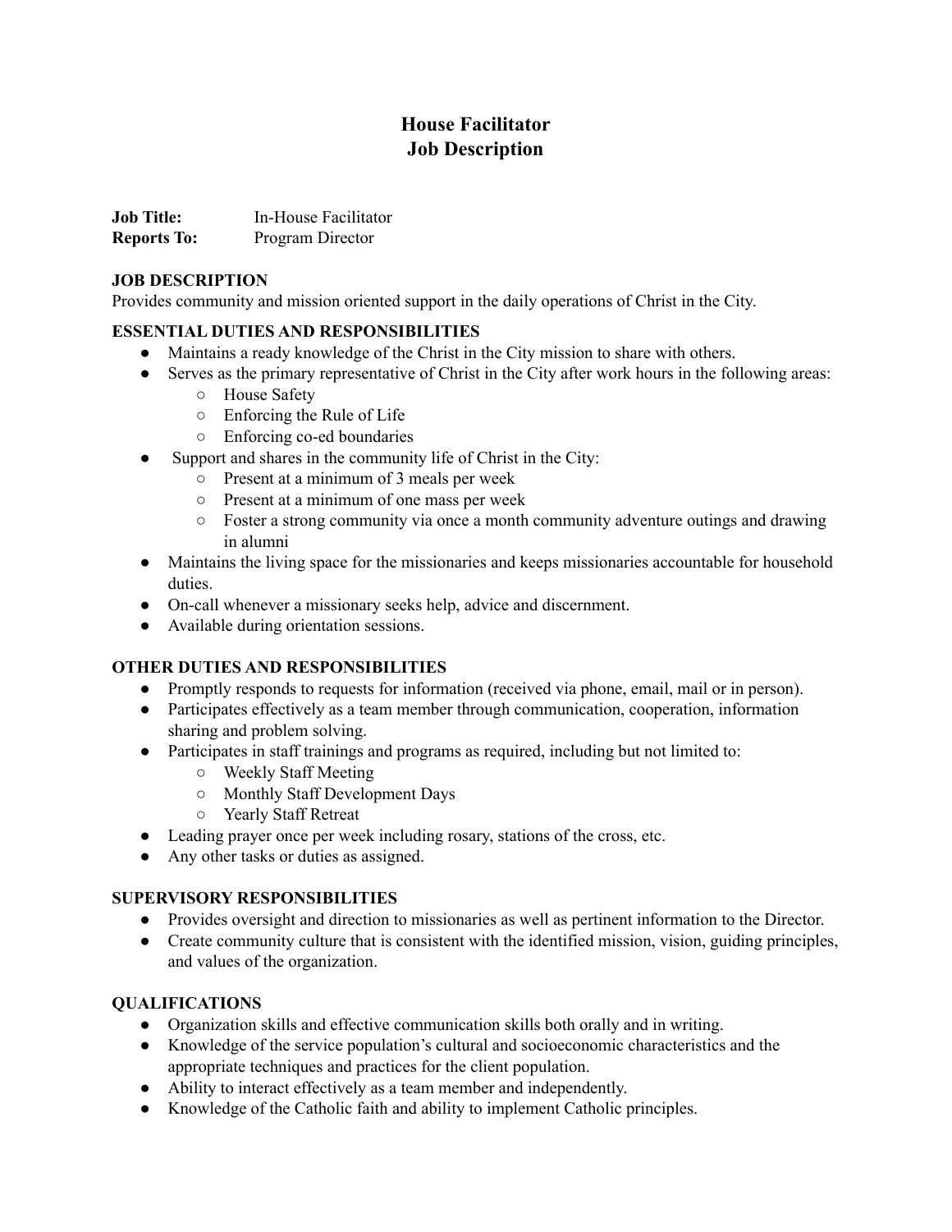# House Facilitator
# Job Description

**Job Title:** In-House Facilitator
**Reports To:** Program Director

## JOB DESCRIPTION

Provides community and mission oriented support in the daily operations of Christ in the City.

## ESSENTIAL DUTIES AND RESPONSIBILITIES

- Maintains a ready knowledge of the Christ in the City mission to share with others.
- Serves as the primary representative of Christ in the City after work hours in the following areas:
  - House Safety
  - Enforcing the Rule of Life
  - Enforcing co-ed boundaries
- Support and shares in the community life of Christ in the City:
  - Present at a minimum of 3 meals per week
  - Present at a minimum of one mass per week
  - Foster a strong community via once a month community adventure outings and drawing in alumni
- Maintains the living space for the missionaries and keeps missionaries accountable for household duties.
- On-call whenever a missionary seeks help, advice and discernment.
- Available during orientation sessions.

## OTHER DUTIES AND RESPONSIBILITIES

- Promptly responds to requests for information (received via phone, email, mail or in person).
- Participates effectively as a team member through communication, cooperation, information sharing and problem solving.
- Participates in staff trainings and programs as required, including but not limited to:
  - Weekly Staff Meeting
  - Monthly Staff Development Days
  - Yearly Staff Retreat
- Leading prayer once per week including rosary, stations of the cross, etc.
- Any other tasks or duties as assigned.

## SUPERVISORY RESPONSIBILITIES

- Provides oversight and direction to missionaries as well as pertinent information to the Director.
- Create community culture that is consistent with the identified mission, vision, guiding principles, and values of the organization.

## QUALIFICATIONS

- Organization skills and effective communication skills both orally and in writing.
- Knowledge of the service population's cultural and socioeconomic characteristics and the appropriate techniques and practices for the client population.
- Ability to interact effectively as a team member and independently.
- Knowledge of the Catholic faith and ability to implement Catholic principles.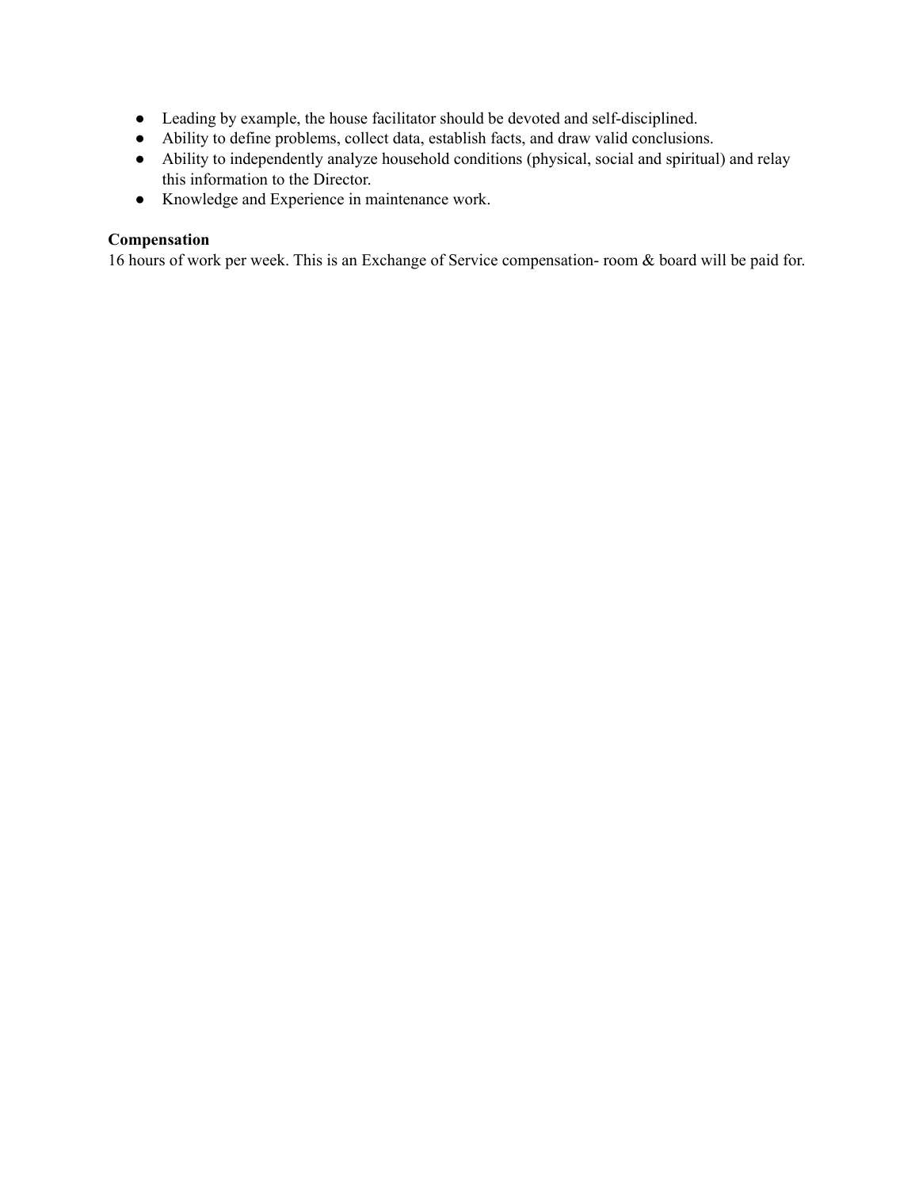- Leading by example, the house facilitator should be devoted and self-disciplined.
- Ability to define problems, collect data, establish facts, and draw valid conclusions.
- Ability to independently analyze household conditions (physical, social and spiritual) and relay this information to the Director.
- Knowledge and Experience in maintenance work.

**Compensation**

16 hours of work per week. This is an Exchange of Service compensation- room & board will be paid for.